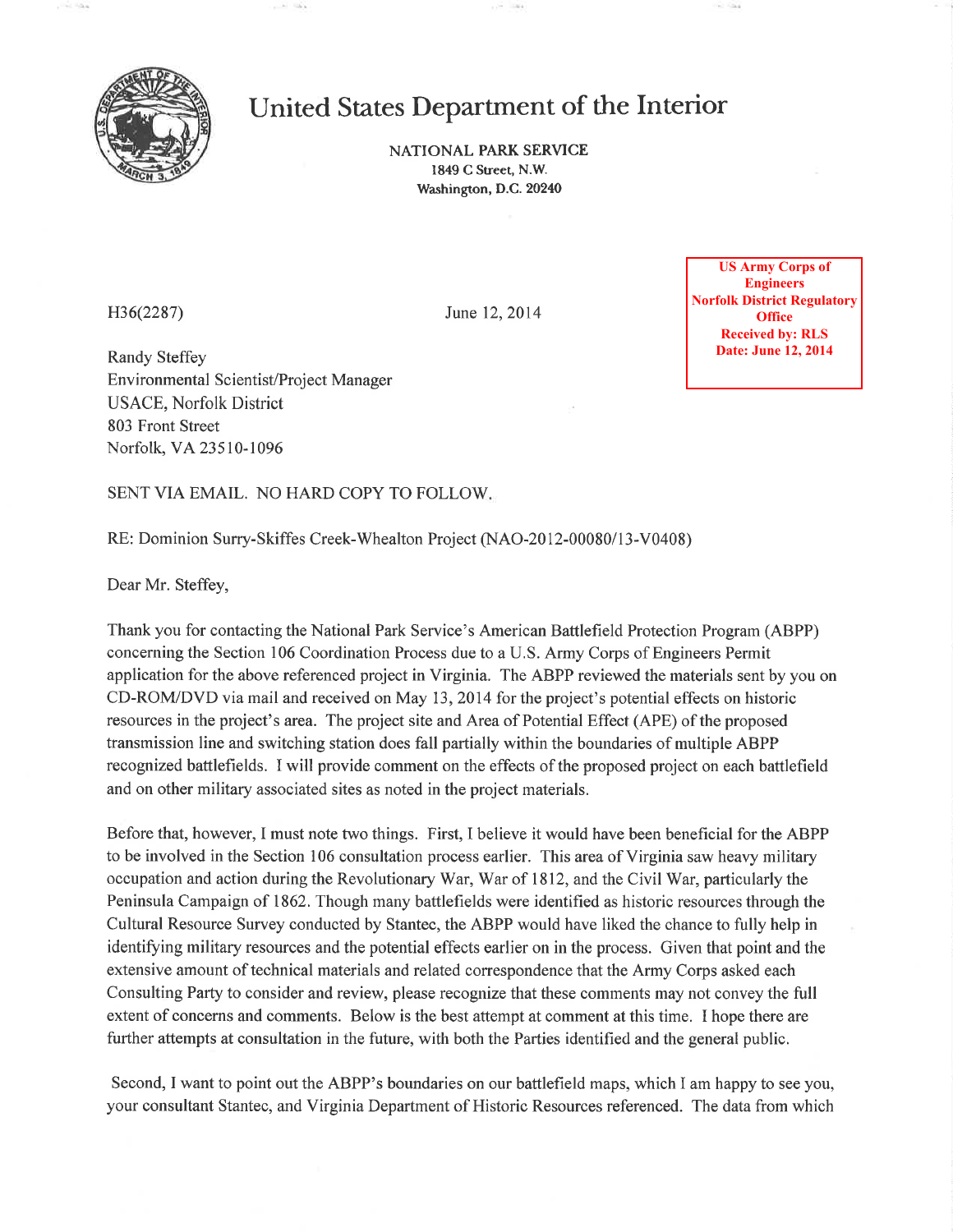# United States Department of the Interior

NATIONAL PARK SERVICE
1849 C Street, N.W.
Washington, D.C. 20240

**US Army Corps of Engineers
Norfolk District Regulatory Office
Received by: RLS
Date: June 12, 2014**

H36(2287)

June 12, 2014

Randy Steffey
Environmental Scientist/Project Manager
USACE, Norfolk District
803 Front Street
Norfolk, VA 23510-1096

SENT VIA EMAIL. NO HARD COPY TO FOLLOW.

RE: Dominion Surry-Skiffes Creek-Whealton Project (NAO-2012-00080/13-V0408)

Dear Mr. Steffey,

Thank you for contacting the National Park Service's American Battlefield Protection Program (ABPP) concerning the Section 106 Coordination Process due to a U.S. Army Corps of Engineers Permit application for the above referenced project in Virginia. The ABPP reviewed the materials sent by you on CD-ROM/DVD via mail and received on May 13, 2014 for the project's potential effects on historic resources in the project's area. The project site and Area of Potential Effect (APE) of the proposed transmission line and switching station does fall partially within the boundaries of multiple ABPP recognized battlefields. I will provide comment on the effects of the proposed project on each battlefield and on other military associated sites as noted in the project materials.

Before that, however, I must note two things. First, I believe it would have been beneficial for the ABPP to be involved in the Section 106 consultation process earlier. This area of Virginia saw heavy military occupation and action during the Revolutionary War, War of 1812, and the Civil War, particularly the Peninsula Campaign of 1862. Though many battlefields were identified as historic resources through the Cultural Resource Survey conducted by Stantec, the ABPP would have liked the chance to fully help in identifying military resources and the potential effects earlier on in the process. Given that point and the extensive amount of technical materials and related correspondence that the Army Corps asked each Consulting Party to consider and review, please recognize that these comments may not convey the full extent of concerns and comments. Below is the best attempt at comment at this time. I hope there are further attempts at consultation in the future, with both the Parties identified and the general public.

Second, I want to point out the ABPP's boundaries on our battlefield maps, which I am happy to see you, your consultant Stantec, and Virginia Department of Historic Resources referenced. The data from which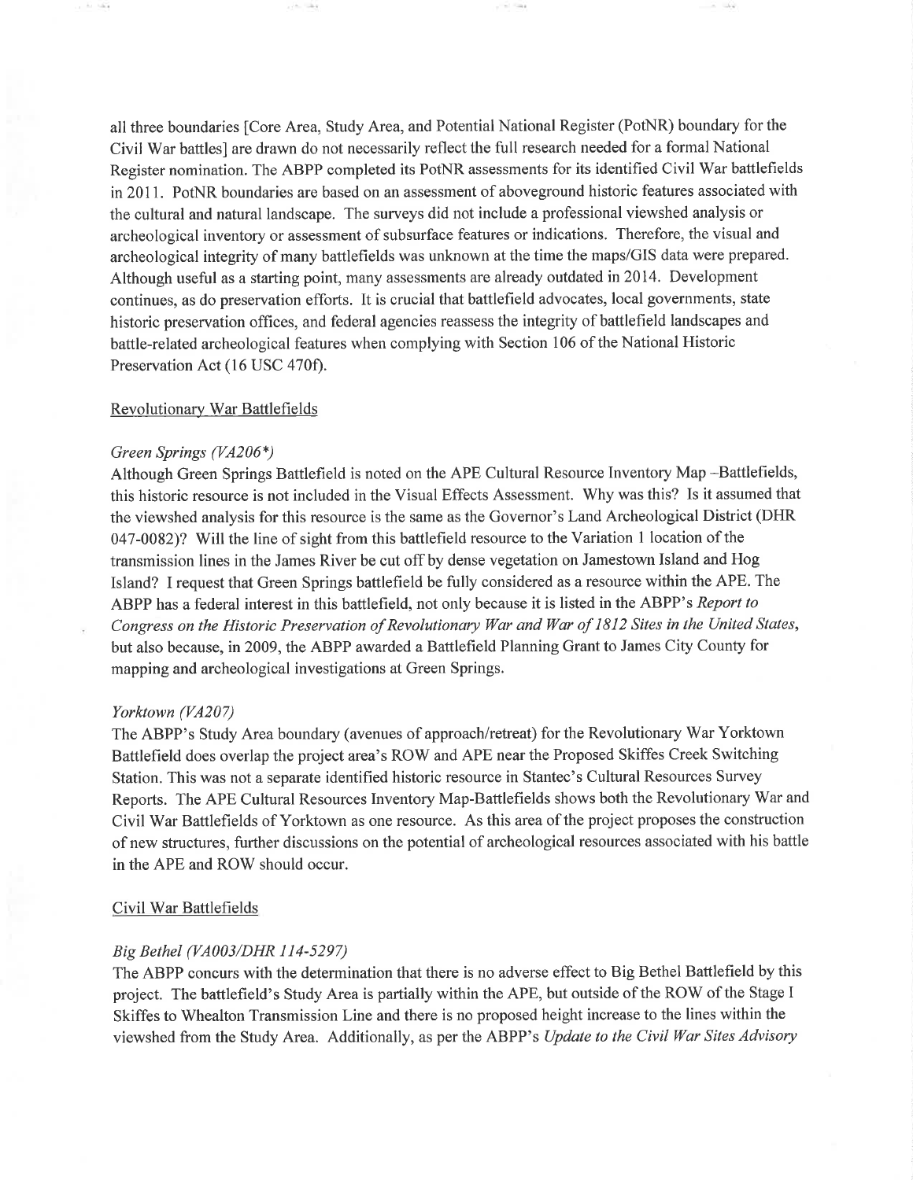all three boundaries [Core Area, Study Area, and Potential National Register (PotNR) boundary for the Civil War battles] are drawn do not necessarily reflect the full research needed for a formal National Register nomination. The ABPP completed its PotNR assessments for its identified Civil War battlefields in 2011. PotNR boundaries are based on an assessment of aboveground historic features associated with the cultural and natural landscape. The surveys did not include a professional viewshed analysis or archeological inventory or assessment of subsurface features or indications. Therefore, the visual and archeological integrity of many battlefields was unknown at the time the maps/GIS data were prepared. Although useful as a starting point, many assessments are already outdated in 2014. Development continues, as do preservation efforts. It is crucial that battlefield advocates, local governments, state historic preservation offices, and federal agencies reassess the integrity of battlefield landscapes and battle-related archeological features when complying with Section 106 of the National Historic Preservation Act (16 USC 470f).

Revolutionary War Battlefields

*Green Springs (VA206*)*

Although Green Springs Battlefield is noted on the APE Cultural Resource Inventory Map –Battlefields, this historic resource is not included in the Visual Effects Assessment. Why was this? Is it assumed that the viewshed analysis for this resource is the same as the Governor's Land Archeological District (DHR 047-0082)? Will the line of sight from this battlefield resource to the Variation 1 location of the transmission lines in the James River be cut off by dense vegetation on Jamestown Island and Hog Island? I request that Green Springs battlefield be fully considered as a resource within the APE. The ABPP has a federal interest in this battlefield, not only because it is listed in the ABPP's *Report to Congress on the Historic Preservation of Revolutionary War and War of 1812 Sites in the United States*, but also because, in 2009, the ABPP awarded a Battlefield Planning Grant to James City County for mapping and archeological investigations at Green Springs.

*Yorktown (VA207)*

The ABPP's Study Area boundary (avenues of approach/retreat) for the Revolutionary War Yorktown Battlefield does overlap the project area's ROW and APE near the Proposed Skiffes Creek Switching Station. This was not a separate identified historic resource in Stantec's Cultural Resources Survey Reports. The APE Cultural Resources Inventory Map-Battlefields shows both the Revolutionary War and Civil War Battlefields of Yorktown as one resource. As this area of the project proposes the construction of new structures, further discussions on the potential of archeological resources associated with his battle in the APE and ROW should occur.

Civil War Battlefields

*Big Bethel (VA003/DHR 114-5297)*

The ABPP concurs with the determination that there is no adverse effect to Big Bethel Battlefield by this project. The battlefield's Study Area is partially within the APE, but outside of the ROW of the Stage I Skiffes to Whealton Transmission Line and there is no proposed height increase to the lines within the viewshed from the Study Area. Additionally, as per the ABPP's *Update to the Civil War Sites Advisory*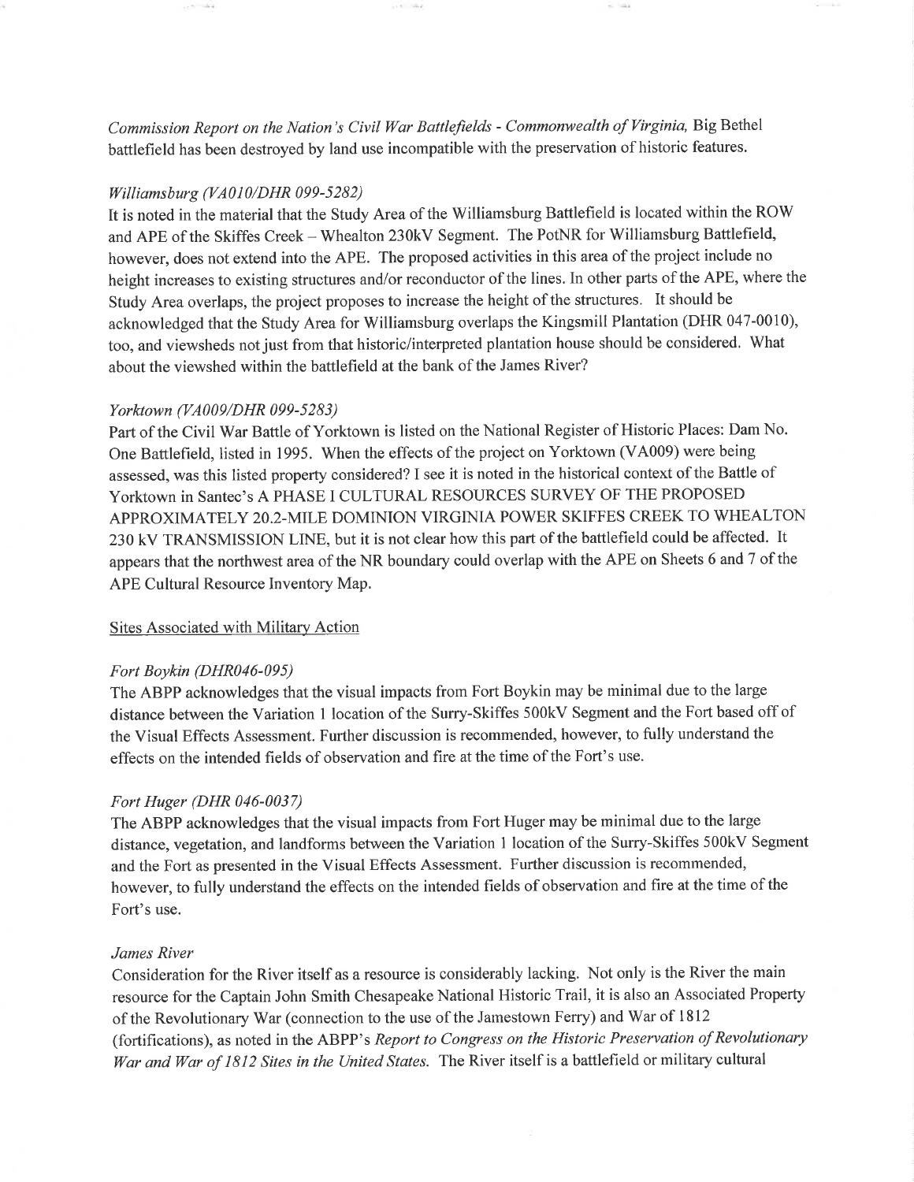*Commission Report on the Nation's Civil War Battlefields - Commonwealth of Virginia,* Big Bethel battlefield has been destroyed by land use incompatible with the preservation of historic features.

*Williamsburg (VA010/DHR 099-5282)*

It is noted in the material that the Study Area of the Williamsburg Battlefield is located within the ROW and APE of the Skiffes Creek – Whealton 230kV Segment. The PotNR for Williamsburg Battlefield, however, does not extend into the APE. The proposed activities in this area of the project include no height increases to existing structures and/or reconductor of the lines. In other parts of the APE, where the Study Area overlaps, the project proposes to increase the height of the structures. It should be acknowledged that the Study Area for Williamsburg overlaps the Kingsmill Plantation (DHR 047-0010), too, and viewsheds not just from that historic/interpreted plantation house should be considered. What about the viewshed within the battlefield at the bank of the James River?

*Yorktown (VA009/DHR 099-5283)*

Part of the Civil War Battle of Yorktown is listed on the National Register of Historic Places: Dam No. One Battlefield, listed in 1995. When the effects of the project on Yorktown (VA009) were being assessed, was this listed property considered? I see it is noted in the historical context of the Battle of Yorktown in Santec's A PHASE I CULTURAL RESOURCES SURVEY OF THE PROPOSED APPROXIMATELY 20.2-MILE DOMINION VIRGINIA POWER SKIFFES CREEK TO WHEALTON 230 kV TRANSMISSION LINE, but it is not clear how this part of the battlefield could be affected. It appears that the northwest area of the NR boundary could overlap with the APE on Sheets 6 and 7 of the APE Cultural Resource Inventory Map.

Sites Associated with Military Action

*Fort Boykin (DHR046-095)*

The ABPP acknowledges that the visual impacts from Fort Boykin may be minimal due to the large distance between the Variation 1 location of the Surry-Skiffes 500kV Segment and the Fort based off of the Visual Effects Assessment. Further discussion is recommended, however, to fully understand the effects on the intended fields of observation and fire at the time of the Fort's use.

*Fort Huger (DHR 046-0037)*

The ABPP acknowledges that the visual impacts from Fort Huger may be minimal due to the large distance, vegetation, and landforms between the Variation 1 location of the Surry-Skiffes 500kV Segment and the Fort as presented in the Visual Effects Assessment. Further discussion is recommended, however, to fully understand the effects on the intended fields of observation and fire at the time of the Fort's use.

*James River*

Consideration for the River itself as a resource is considerably lacking. Not only is the River the main resource for the Captain John Smith Chesapeake National Historic Trail, it is also an Associated Property of the Revolutionary War (connection to the use of the Jamestown Ferry) and War of 1812 (fortifications), as noted in the ABPP's *Report to Congress on the Historic Preservation of Revolutionary War and War of 1812 Sites in the United States.* The River itself is a battlefield or military cultural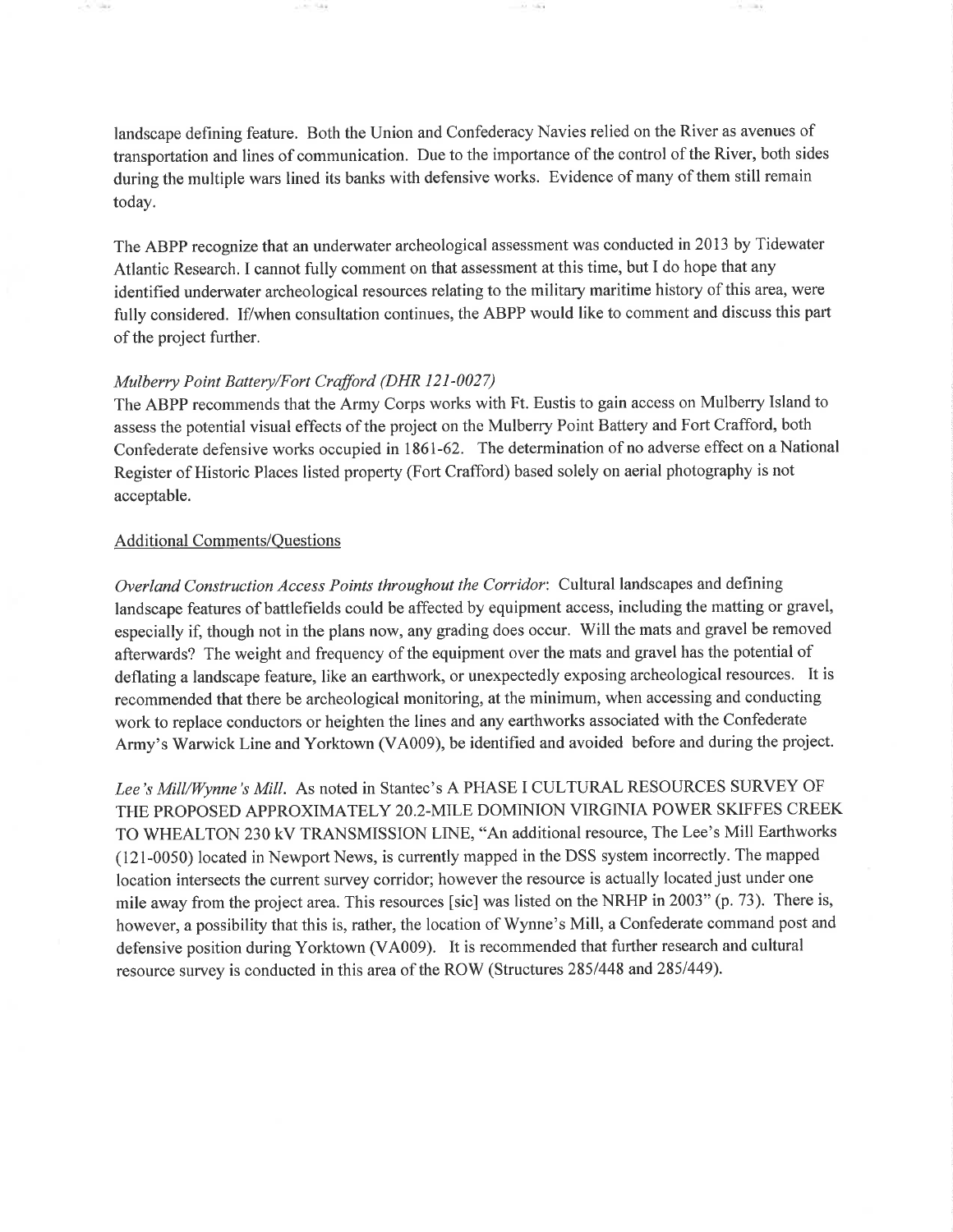landscape defining feature. Both the Union and Confederacy Navies relied on the River as avenues of transportation and lines of communication. Due to the importance of the control of the River, both sides during the multiple wars lined its banks with defensive works. Evidence of many of them still remain today.

The ABPP recognize that an underwater archeological assessment was conducted in 2013 by Tidewater Atlantic Research. I cannot fully comment on that assessment at this time, but I do hope that any identified underwater archeological resources relating to the military maritime history of this area, were fully considered. If/when consultation continues, the ABPP would like to comment and discuss this part of the project further.

*Mulberry Point Battery/Fort Crafford (DHR 121-0027)*

The ABPP recommends that the Army Corps works with Ft. Eustis to gain access on Mulberry Island to assess the potential visual effects of the project on the Mulberry Point Battery and Fort Crafford, both Confederate defensive works occupied in 1861-62. The determination of no adverse effect on a National Register of Historic Places listed property (Fort Crafford) based solely on aerial photography is not acceptable.

Additional Comments/Questions

*Overland Construction Access Points throughout the Corridor*: Cultural landscapes and defining landscape features of battlefields could be affected by equipment access, including the matting or gravel, especially if, though not in the plans now, any grading does occur. Will the mats and gravel be removed afterwards? The weight and frequency of the equipment over the mats and gravel has the potential of deflating a landscape feature, like an earthwork, or unexpectedly exposing archeological resources. It is recommended that there be archeological monitoring, at the minimum, when accessing and conducting work to replace conductors or heighten the lines and any earthworks associated with the Confederate Army's Warwick Line and Yorktown (VA009), be identified and avoided before and during the project.

*Lee's Mill/Wynne's Mill*. As noted in Stantec's A PHASE I CULTURAL RESOURCES SURVEY OF THE PROPOSED APPROXIMATELY 20.2-MILE DOMINION VIRGINIA POWER SKIFFES CREEK TO WHEALTON 230 kV TRANSMISSION LINE, "An additional resource, The Lee's Mill Earthworks (121-0050) located in Newport News, is currently mapped in the DSS system incorrectly. The mapped location intersects the current survey corridor; however the resource is actually located just under one mile away from the project area. This resources [sic] was listed on the NRHP in 2003" (p. 73). There is, however, a possibility that this is, rather, the location of Wynne's Mill, a Confederate command post and defensive position during Yorktown (VA009). It is recommended that further research and cultural resource survey is conducted in this area of the ROW (Structures 285/448 and 285/449).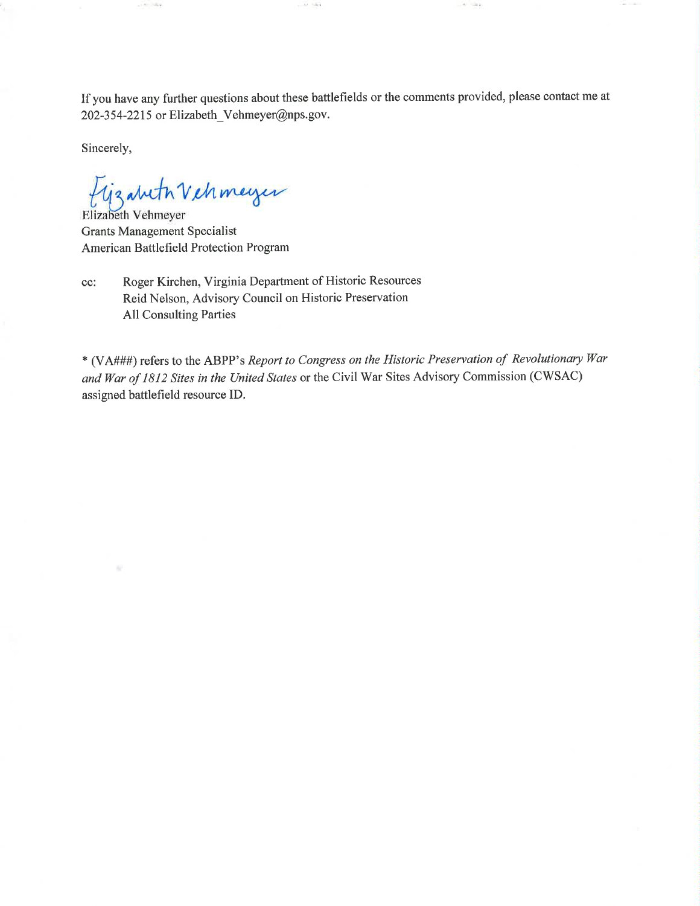If you have any further questions about these battlefields or the comments provided, please contact me at 202-354-2215 or Elizabeth_Vehmeyer@nps.gov.

Sincerely,

Elizabeth Vehmeyer
Grants Management Specialist
American Battlefield Protection Program

cc: Roger Kirchen, Virginia Department of Historic Resources
Reid Nelson, Advisory Council on Historic Preservation
All Consulting Parties

* (VA###) refers to the ABPP's *Report to Congress on the Historic Preservation of Revolutionary War and War of 1812 Sites in the United States* or the Civil War Sites Advisory Commission (CWSAC) assigned battlefield resource ID.